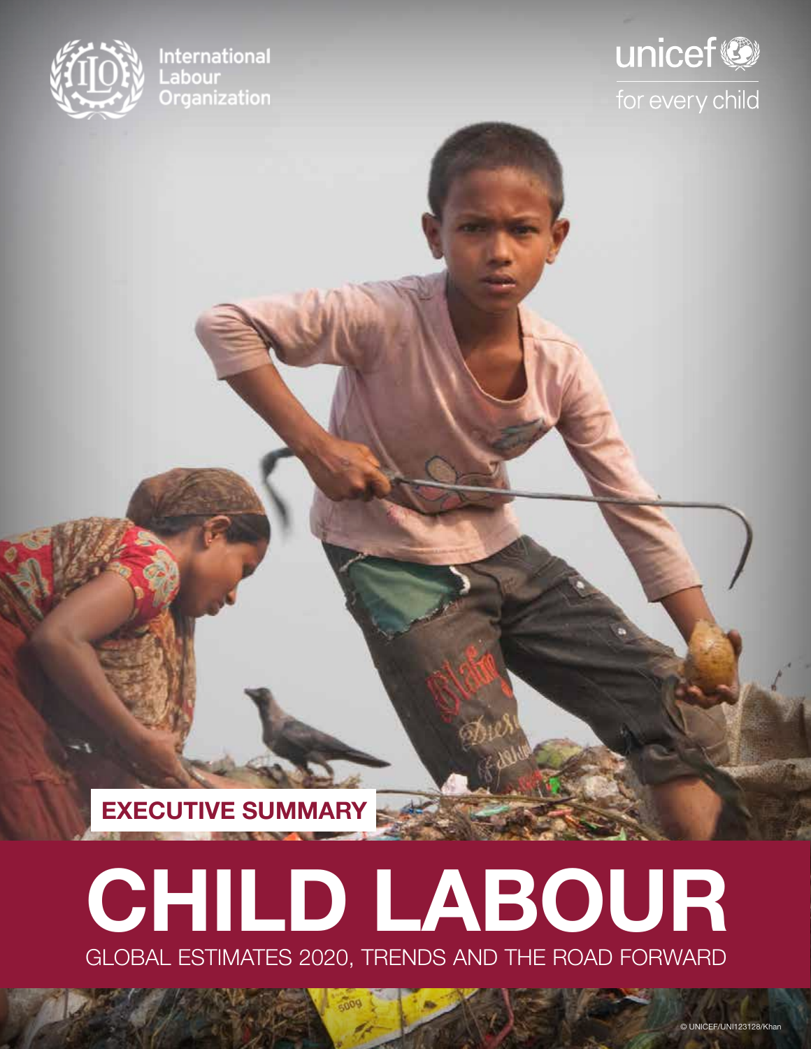International Labour Organization

unicef for every child

**EXECUTIVE SUMMARY**

# CHILD LABOUR

## GLOBAL ESTIMATES 2020, TRENDS AND THE ROAD FORWARD

© UNICEF/UNI123128/Khan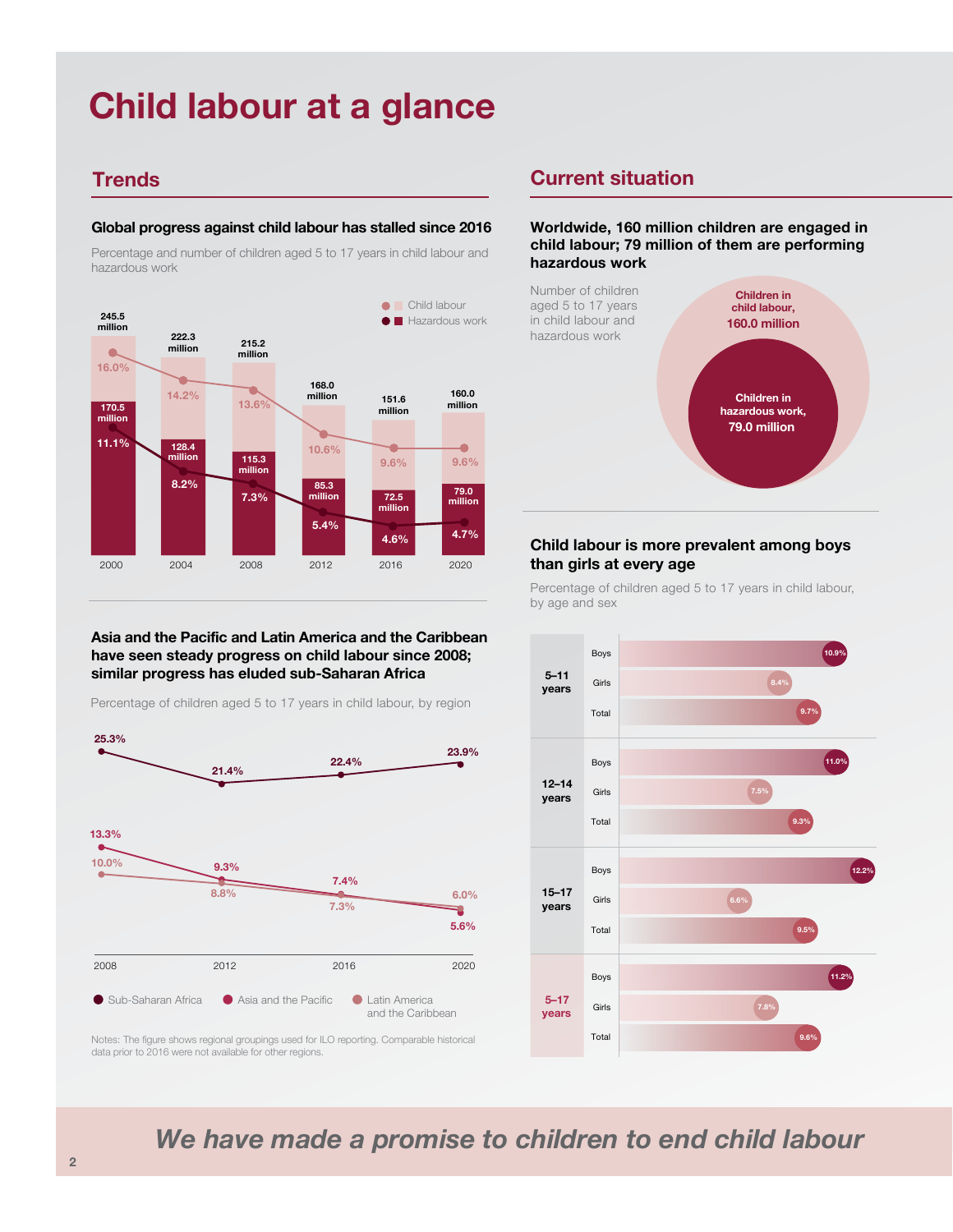# Child labour at a glance

## Trends

### Global progress against child labour has stalled since 2016

Percentage and number of children aged 5 to 17 years in child labour and hazardous work

| Year | Child labour (number) | Child labour (%) | Hazardous work (number) | Hazardous work (%) |
|---|---|---|---|---|
| 2000 | 245.5 million | 16.0% | 170.5 million | 11.1% |
| 2004 | 222.3 million | 14.2% | 128.4 million | 8.2% |
| 2008 | 215.2 million | 13.6% | 115.3 million | 7.3% |
| 2012 | 168.0 million | 10.6% | 85.3 million | 5.4% |
| 2016 | 151.6 million | 9.6% | 72.5 million | 4.6% |
| 2020 | 160.0 million | 9.6% | 79.0 million | 4.7% |

### Asia and the Pacific and Latin America and the Caribbean have seen steady progress on child labour since 2008; similar progress has eluded sub-Saharan Africa

Percentage of children aged 5 to 17 years in child labour, by region

| Region | 2008 | 2012 | 2016 | 2020 |
|---|---|---|---|---|
| Sub-Saharan Africa | 25.3% | 21.4% | 22.4% | 23.9% |
| Asia and the Pacific | 13.3% | 9.3% | 7.4% | 5.6% |
| Latin America and the Caribbean | 10.0% | 8.8% | 7.3% | 6.0% |

Notes: The figure shows regional groupings used for ILO reporting. Comparable historical data prior to 2016 were not available for other regions.

## Current situation

### Worldwide, 160 million children are engaged in child labour; 79 million of them are performing hazardous work

Number of children aged 5 to 17 years in child labour and hazardous work

- Children in child labour, 160.0 million
- Children in hazardous work, 79.0 million

### Child labour is more prevalent among boys than girls at every age

Percentage of children aged 5 to 17 years in child labour, by age and sex

| Age | Boys | Girls | Total |
|---|---|---|---|
| 5–11 years | 10.9% | 8.4% | 9.7% |
| 12–14 years | 11.0% | 7.5% | 9.3% |
| 15–17 years | 12.2% | 6.6% | 9.5% |
| 5–17 years | 11.2% | 7.8% | 9.6% |

***We have made a promise to children to end child labour***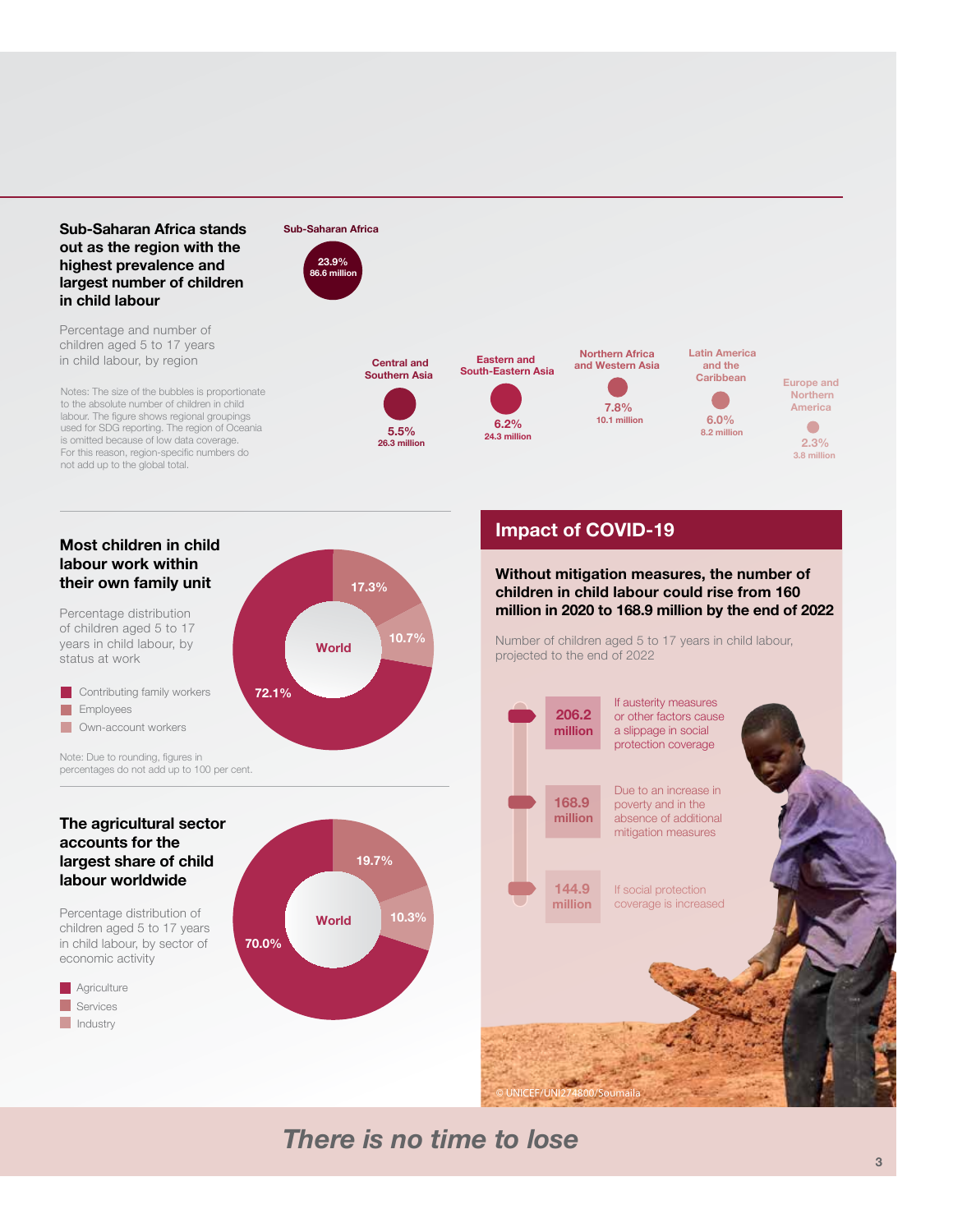## Sub-Saharan Africa stands out as the region with the highest prevalence and largest number of children in child labour

Percentage and number of children aged 5 to 17 years in child labour, by region

Notes: The size of the bubbles is proportionate to the absolute number of children in child labour. The figure shows regional groupings used for SDG reporting. The region of Oceania is omitted because of low data coverage. For this reason, region-specific numbers do not add up to the global total.

| Region | Percentage | Number |
|---|---|---|
| Sub-Saharan Africa | 23.9% | 86.6 million |
| Central and Southern Asia | 5.5% | 26.3 million |
| Eastern and South-Eastern Asia | 6.2% | 24.3 million |
| Northern Africa and Western Asia | 7.8% | 10.1 million |
| Latin America and the Caribbean | 6.0% | 8.2 million |
| Europe and Northern America | 2.3% | 3.8 million |

## Most children in child labour work within their own family unit

Percentage distribution of children aged 5 to 17 years in child labour, by status at work

World:

- Contributing family workers: 72.1%
- Employees: 17.3%
- Own-account workers: 10.7%

Note: Due to rounding, figures in percentages do not add up to 100 per cent.

## The agricultural sector accounts for the largest share of child labour worldwide

Percentage distribution of children aged 5 to 17 years in child labour, by sector of economic activity

World:

- Agriculture: 70.0%
- Services: 19.7%
- Industry: 10.3%

## Impact of COVID-19

**Without mitigation measures, the number of children in child labour could rise from 160 million in 2020 to 168.9 million by the end of 2022**

Number of children aged 5 to 17 years in child labour, projected to the end of 2022

- **206.2 million** – If austerity measures or other factors cause a slippage in social protection coverage
- **168.9 million** – Due to an increase in poverty and the absence of additional mitigation measures
- **144.9 million** – If social protection coverage is increased

© UNICEF/UNI274800/Soumaila

*There is no time to lose*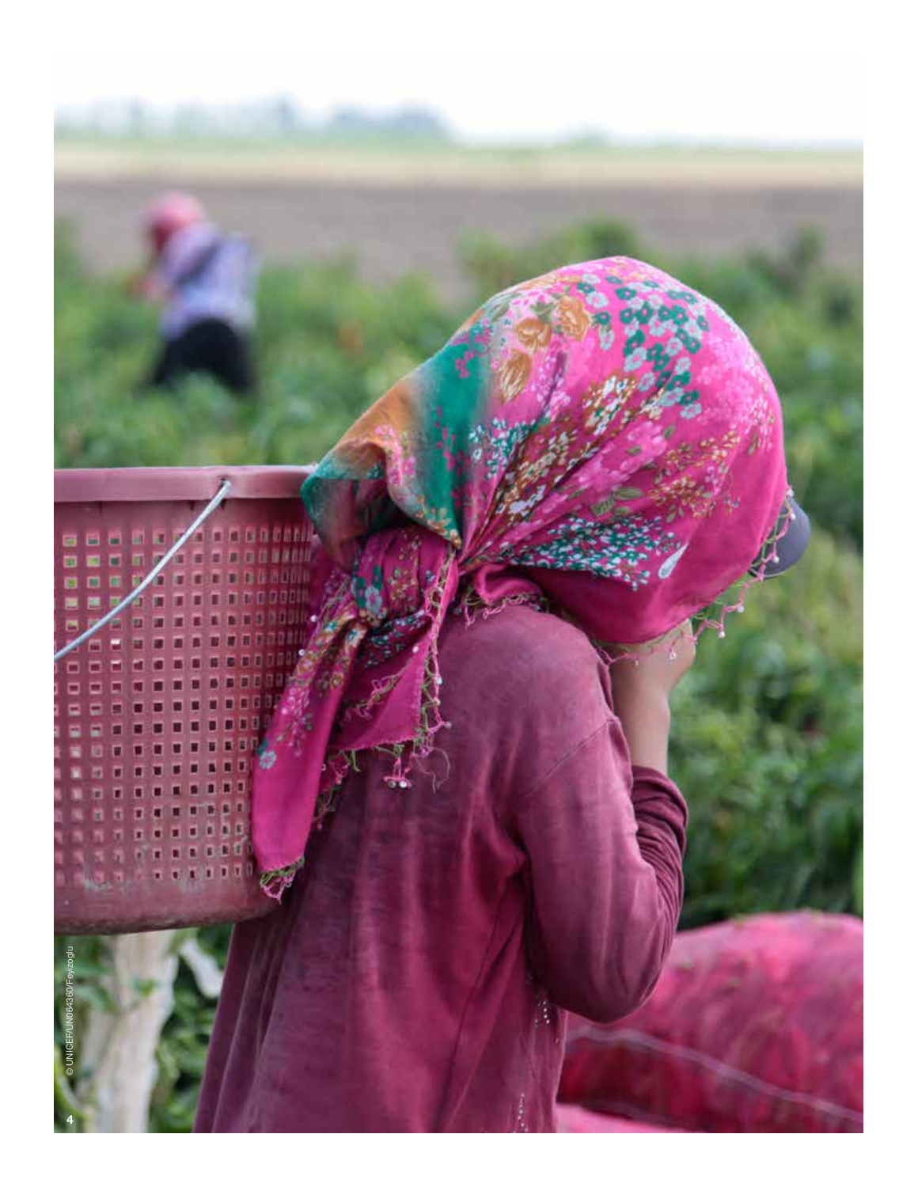© UNICEF/UN064360/Feyzioglu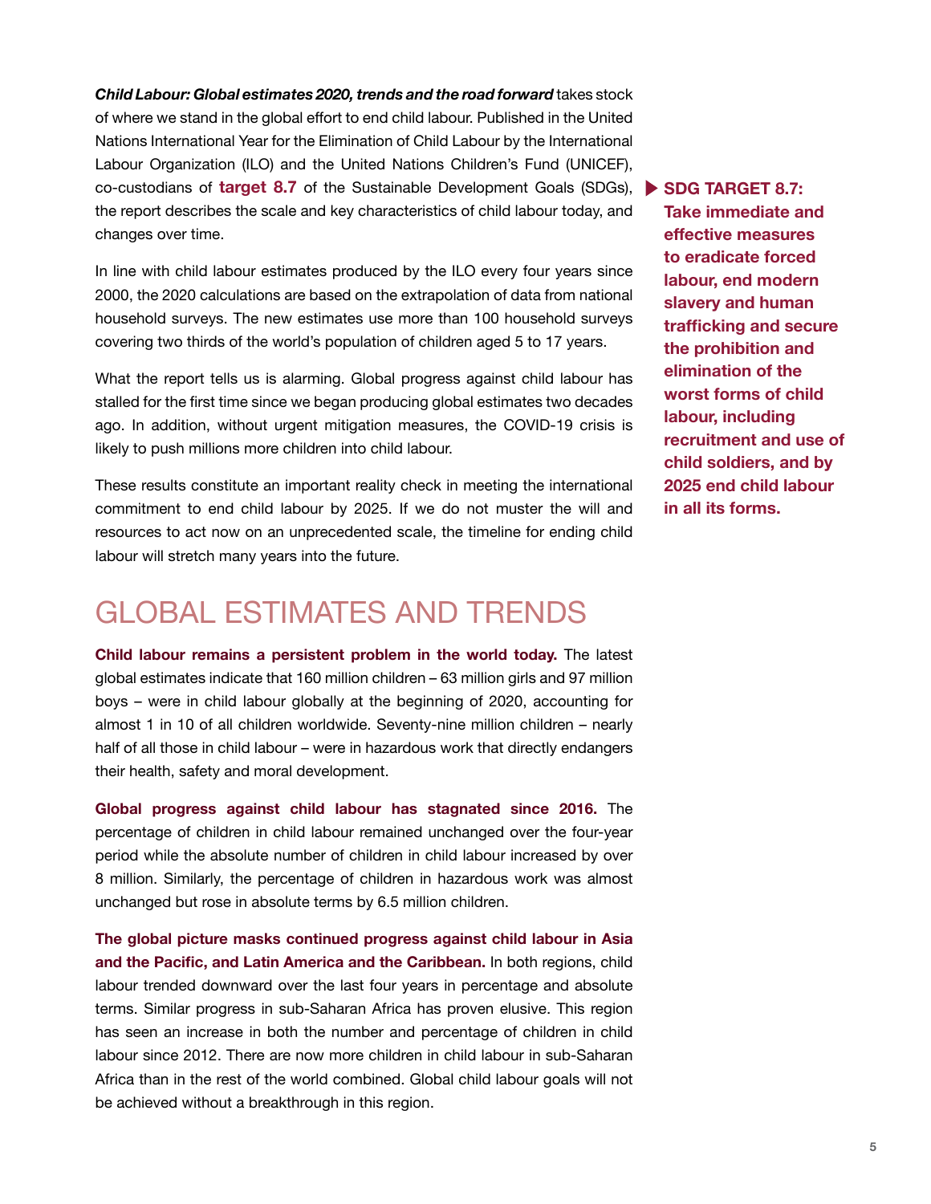***Child Labour: Global estimates 2020, trends and the road forward*** takes stock of where we stand in the global effort to end child labour. Published in the United Nations International Year for the Elimination of Child Labour by the International Labour Organization (ILO) and the United Nations Children's Fund (UNICEF), co-custodians of **target 8.7** of the Sustainable Development Goals (SDGs), the report describes the scale and key characteristics of child labour today, and changes over time.

> **SDG TARGET 8.7: Take immediate and effective measures to eradicate forced labour, end modern slavery and human trafficking and secure the prohibition and elimination of the worst forms of child labour, including recruitment and use of child soldiers, and by 2025 end child labour in all its forms.**

In line with child labour estimates produced by the ILO every four years since 2000, the 2020 calculations are based on the extrapolation of data from national household surveys. The new estimates use more than 100 household surveys covering two thirds of the world's population of children aged 5 to 17 years.

What the report tells us is alarming. Global progress against child labour has stalled for the first time since we began producing global estimates two decades ago. In addition, without urgent mitigation measures, the COVID-19 crisis is likely to push millions more children into child labour.

These results constitute an important reality check in meeting the international commitment to end child labour by 2025. If we do not muster the will and resources to act now on an unprecedented scale, the timeline for ending child labour will stretch many years into the future.

## GLOBAL ESTIMATES AND TRENDS

**Child labour remains a persistent problem in the world today.** The latest global estimates indicate that 160 million children – 63 million girls and 97 million boys – were in child labour globally at the beginning of 2020, accounting for almost 1 in 10 of all children worldwide. Seventy-nine million children – nearly half of all those in child labour – were in hazardous work that directly endangers their health, safety and moral development.

**Global progress against child labour has stagnated since 2016.** The percentage of children in child labour remained unchanged over the four-year period while the absolute number of children in child labour increased by over 8 million. Similarly, the percentage of children in hazardous work was almost unchanged but rose in absolute terms by 6.5 million children.

**The global picture masks continued progress against child labour in Asia and the Pacific, and Latin America and the Caribbean.** In both regions, child labour trended downward over the last four years in percentage and absolute terms. Similar progress in sub-Saharan Africa has proven elusive. This region has seen an increase in both the number and percentage of children in child labour since 2012. There are now more children in child labour in sub-Saharan Africa than in the rest of the world combined. Global child labour goals will not be achieved without a breakthrough in this region.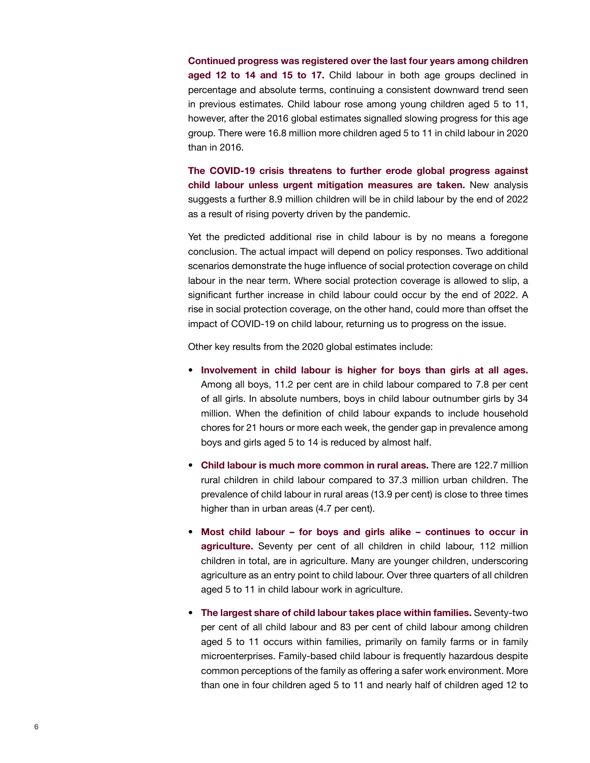**Continued progress was registered over the last four years among children aged 12 to 14 and 15 to 17.** Child labour in both age groups declined in percentage and absolute terms, continuing a consistent downward trend seen in previous estimates. Child labour rose among young children aged 5 to 11, however, after the 2016 global estimates signalled slowing progress for this age group. There were 16.8 million more children aged 5 to 11 in child labour in 2020 than in 2016.

**The COVID-19 crisis threatens to further erode global progress against child labour unless urgent mitigation measures are taken.** New analysis suggests a further 8.9 million children will be in child labour by the end of 2022 as a result of rising poverty driven by the pandemic.

Yet the predicted additional rise in child labour is by no means a foregone conclusion. The actual impact will depend on policy responses. Two additional scenarios demonstrate the huge influence of social protection coverage on child labour in the near term. Where social protection coverage is allowed to slip, a significant further increase in child labour could occur by the end of 2022. A rise in social protection coverage, on the other hand, could more than offset the impact of COVID-19 on child labour, returning us to progress on the issue.

Other key results from the 2020 global estimates include:

- **Involvement in child labour is higher for boys than girls at all ages.** Among all boys, 11.2 per cent are in child labour compared to 7.8 per cent of all girls. In absolute numbers, boys in child labour outnumber girls by 34 million. When the definition of child labour expands to include household chores for 21 hours or more each week, the gender gap in prevalence among boys and girls aged 5 to 14 is reduced by almost half.

- **Child labour is much more common in rural areas.** There are 122.7 million rural children in child labour compared to 37.3 million urban children. The prevalence of child labour in rural areas (13.9 per cent) is close to three times higher than in urban areas (4.7 per cent).

- **Most child labour – for boys and girls alike – continues to occur in agriculture.** Seventy per cent of all children in child labour, 112 million children in total, are in agriculture. Many are younger children, underscoring agriculture as an entry point to child labour. Over three quarters of all children aged 5 to 11 in child labour work in agriculture.

- **The largest share of child labour takes place within families.** Seventy-two per cent of all child labour and 83 per cent of child labour among children aged 5 to 11 occurs within families, primarily on family farms or in family microenterprises. Family-based child labour is frequently hazardous despite common perceptions of the family as offering a safer work environment. More than one in four children aged 5 to 11 and nearly half of children aged 12 to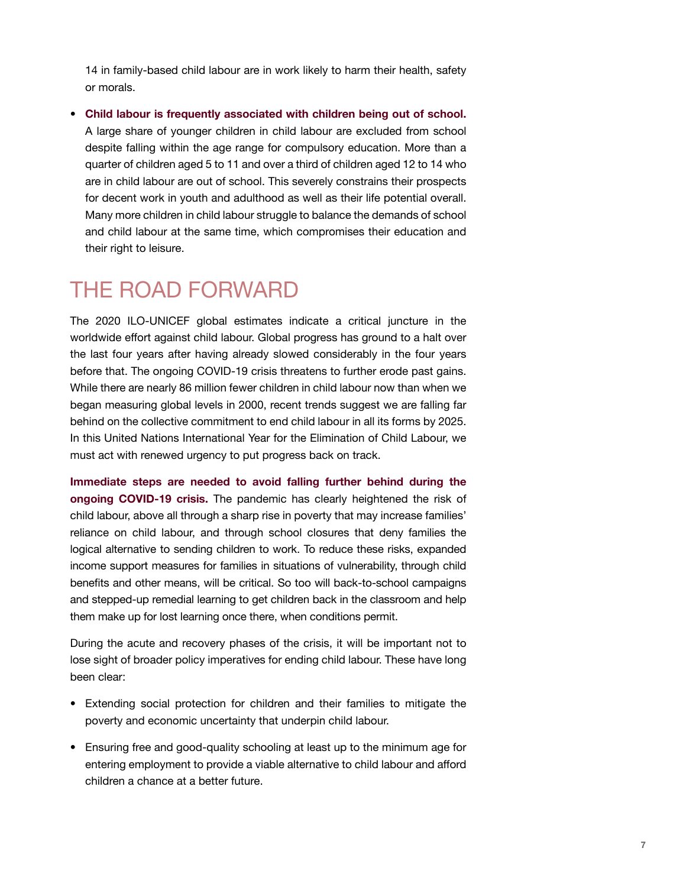14 in family-based child labour are in work likely to harm their health, safety or morals.

- **Child labour is frequently associated with children being out of school.** A large share of younger children in child labour are excluded from school despite falling within the age range for compulsory education. More than a quarter of children aged 5 to 11 and over a third of children aged 12 to 14 who are in child labour are out of school. This severely constrains their prospects for decent work in youth and adulthood as well as their life potential overall. Many more children in child labour struggle to balance the demands of school and child labour at the same time, which compromises their education and their right to leisure.

# THE ROAD FORWARD

The 2020 ILO-UNICEF global estimates indicate a critical juncture in the worldwide effort against child labour. Global progress has ground to a halt over the last four years after having already slowed considerably in the four years before that. The ongoing COVID-19 crisis threatens to further erode past gains. While there are nearly 86 million fewer children in child labour now than when we began measuring global levels in 2000, recent trends suggest we are falling far behind on the collective commitment to end child labour in all its forms by 2025. In this United Nations International Year for the Elimination of Child Labour, we must act with renewed urgency to put progress back on track.

**Immediate steps are needed to avoid falling further behind during the ongoing COVID-19 crisis.** The pandemic has clearly heightened the risk of child labour, above all through a sharp rise in poverty that may increase families' reliance on child labour, and through school closures that deny families the logical alternative to sending children to work. To reduce these risks, expanded income support measures for families in situations of vulnerability, through child benefits and other means, will be critical. So too will back-to-school campaigns and stepped-up remedial learning to get children back in the classroom and help them make up for lost learning once there, when conditions permit.

During the acute and recovery phases of the crisis, it will be important not to lose sight of broader policy imperatives for ending child labour. These have long been clear:

- Extending social protection for children and their families to mitigate the poverty and economic uncertainty that underpin child labour.
- Ensuring free and good-quality schooling at least up to the minimum age for entering employment to provide a viable alternative to child labour and afford children a chance at a better future.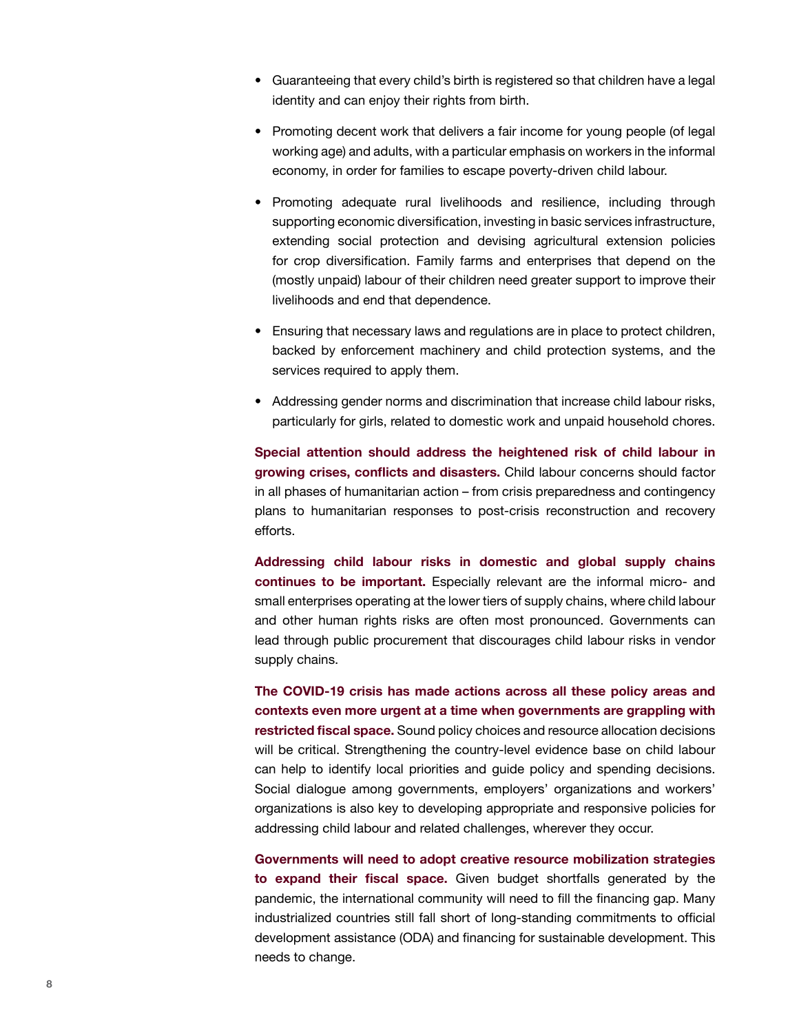- Guaranteeing that every child's birth is registered so that children have a legal identity and can enjoy their rights from birth.
- Promoting decent work that delivers a fair income for young people (of legal working age) and adults, with a particular emphasis on workers in the informal economy, in order for families to escape poverty-driven child labour.
- Promoting adequate rural livelihoods and resilience, including through supporting economic diversification, investing in basic services infrastructure, extending social protection and devising agricultural extension policies for crop diversification. Family farms and enterprises that depend on the (mostly unpaid) labour of their children need greater support to improve their livelihoods and end that dependence.
- Ensuring that necessary laws and regulations are in place to protect children, backed by enforcement machinery and child protection systems, and the services required to apply them.
- Addressing gender norms and discrimination that increase child labour risks, particularly for girls, related to domestic work and unpaid household chores.

**Special attention should address the heightened risk of child labour in growing crises, conflicts and disasters.** Child labour concerns should factor in all phases of humanitarian action – from crisis preparedness and contingency plans to humanitarian responses to post-crisis reconstruction and recovery efforts.

**Addressing child labour risks in domestic and global supply chains continues to be important.** Especially relevant are the informal micro- and small enterprises operating at the lower tiers of supply chains, where child labour and other human rights risks are often most pronounced. Governments can lead through public procurement that discourages child labour risks in vendor supply chains.

**The COVID-19 crisis has made actions across all these policy areas and contexts even more urgent at a time when governments are grappling with restricted fiscal space.** Sound policy choices and resource allocation decisions will be critical. Strengthening the country-level evidence base on child labour can help to identify local priorities and guide policy and spending decisions. Social dialogue among governments, employers' organizations and workers' organizations is also key to developing appropriate and responsive policies for addressing child labour and related challenges, wherever they occur.

**Governments will need to adopt creative resource mobilization strategies to expand their fiscal space.** Given budget shortfalls generated by the pandemic, the international community will need to fill the financing gap. Many industrialized countries still fall short of long-standing commitments to official development assistance (ODA) and financing for sustainable development. This needs to change.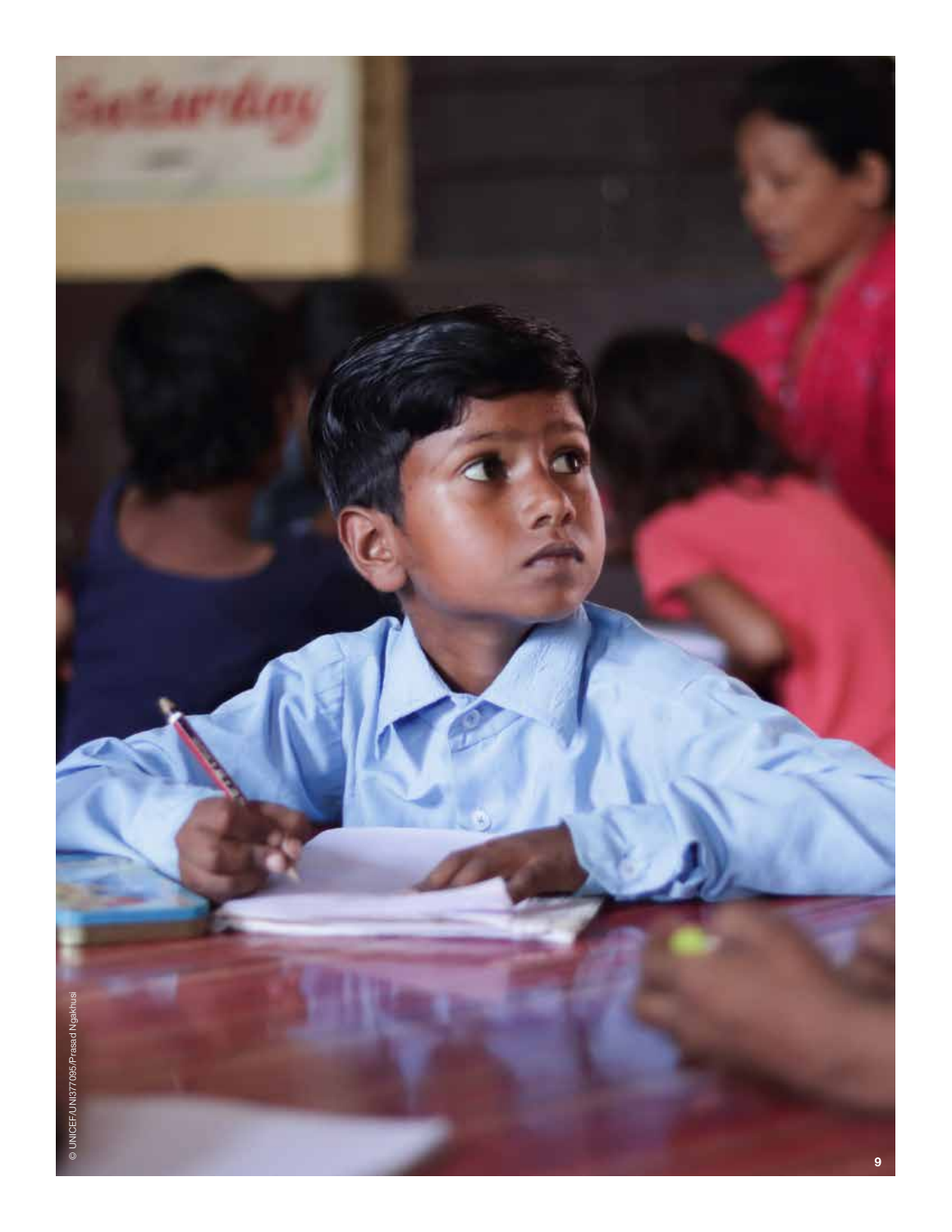© UNICEF/UNI377095/Prasad Ngakhusi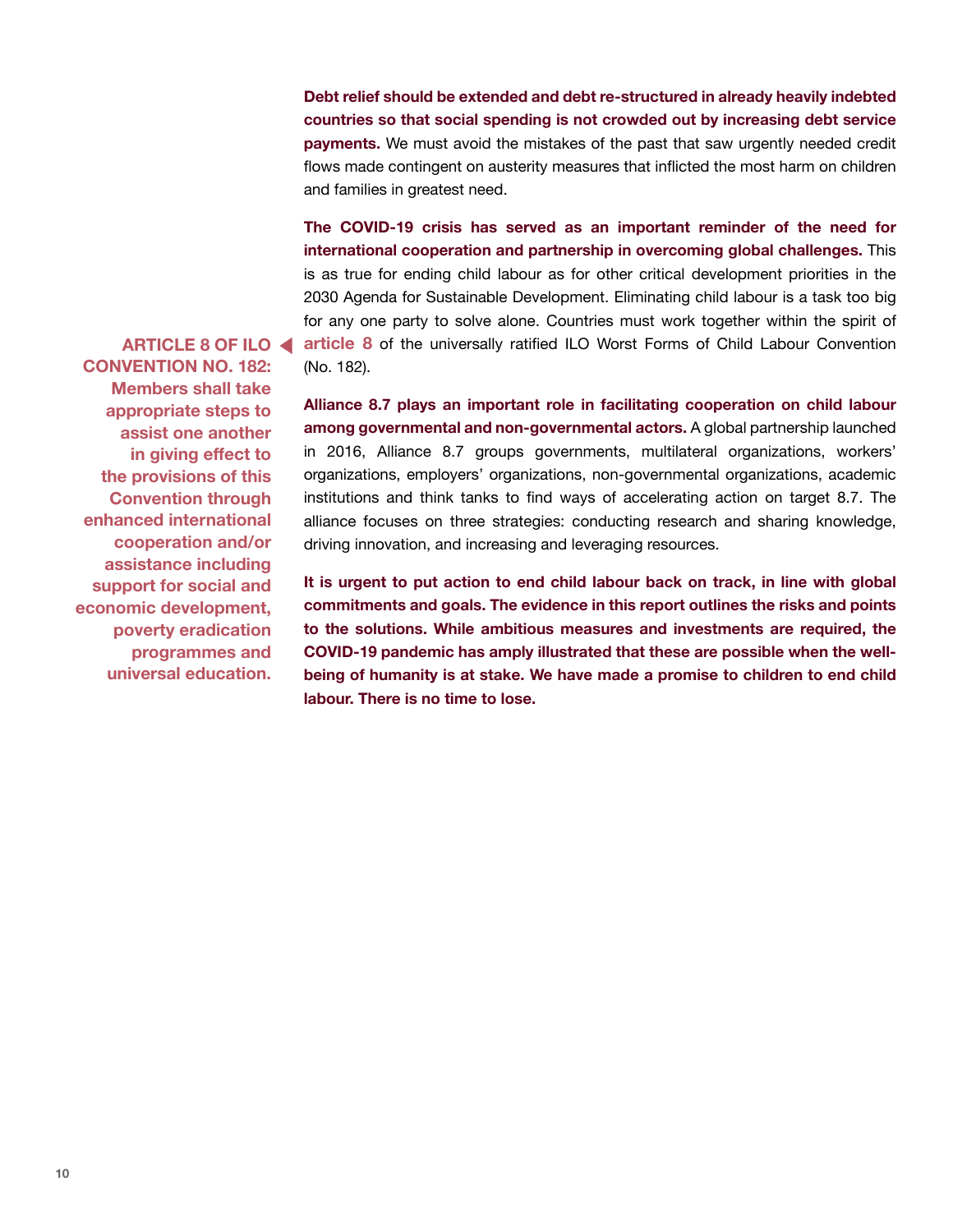**Debt relief should be extended and debt re-structured in already heavily indebted countries so that social spending is not crowded out by increasing debt service payments.** We must avoid the mistakes of the past that saw urgently needed credit flows made contingent on austerity measures that inflicted the most harm on children and families in greatest need.

**The COVID-19 crisis has served as an important reminder of the need for international cooperation and partnership in overcoming global challenges.** This is as true for ending child labour as for other critical development priorities in the 2030 Agenda for Sustainable Development. Eliminating child labour is a task too big for any one party to solve alone. Countries must work together within the spirit of **article 8** of the universally ratified ILO Worst Forms of Child Labour Convention (No. 182).

**ARTICLE 8 OF ILO CONVENTION NO. 182: Members shall take appropriate steps to assist one another in giving effect to the provisions of this Convention through enhanced international cooperation and/or assistance including support for social and economic development, poverty eradication programmes and universal education.**

**Alliance 8.7 plays an important role in facilitating cooperation on child labour among governmental and non-governmental actors.** A global partnership launched in 2016, Alliance 8.7 groups governments, multilateral organizations, workers' organizations, employers' organizations, non-governmental organizations, academic institutions and think tanks to find ways of accelerating action on target 8.7. The alliance focuses on three strategies: conducting research and sharing knowledge, driving innovation, and increasing and leveraging resources.

**It is urgent to put action to end child labour back on track, in line with global commitments and goals. The evidence in this report outlines the risks and points to the solutions. While ambitious measures and investments are required, the COVID-19 pandemic has amply illustrated that these are possible when the well-being of humanity is at stake. We have made a promise to children to end child labour. There is no time to lose.**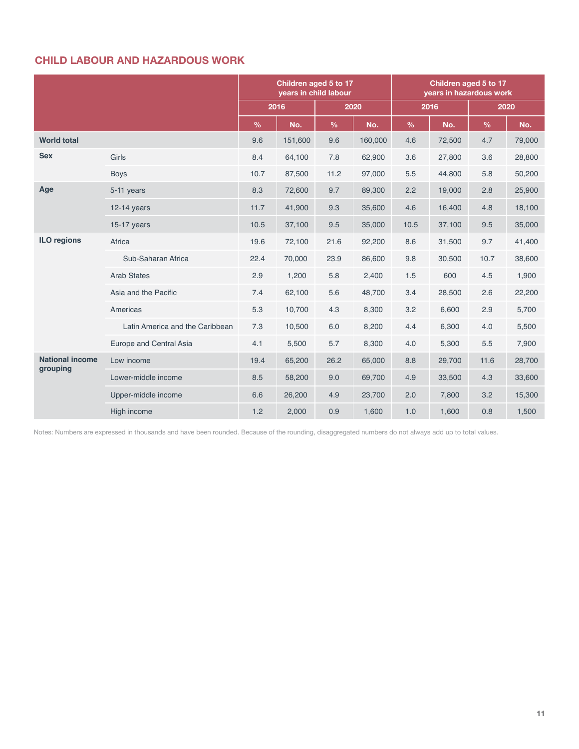## CHILD LABOUR AND HAZARDOUS WORK

| | | Children aged 5 to 17 years in child labour | | | | Children aged 5 to 17 years in hazardous work | | | |
|---|---|---|---|---|---|---|---|---|---|
| | | 2016 | | 2020 | | 2016 | | 2020 | |
| | | % | No. | % | No. | % | No. | % | No. |
| **World total** | | 9.6 | 151,600 | 9.6 | 160,000 | 4.6 | 72,500 | 4.7 | 79,000 |
| **Sex** | Girls | 8.4 | 64,100 | 7.8 | 62,900 | 3.6 | 27,800 | 3.6 | 28,800 |
| | Boys | 10.7 | 87,500 | 11.2 | 97,000 | 5.5 | 44,800 | 5.8 | 50,200 |
| **Age** | 5-11 years | 8.3 | 72,600 | 9.7 | 89,300 | 2.2 | 19,000 | 2.8 | 25,900 |
| | 12-14 years | 11.7 | 41,900 | 9.3 | 35,600 | 4.6 | 16,400 | 4.8 | 18,100 |
| | 15-17 years | 10.5 | 37,100 | 9.5 | 35,000 | 10.5 | 37,100 | 9.5 | 35,000 |
| **ILO regions** | Africa | 19.6 | 72,100 | 21.6 | 92,200 | 8.6 | 31,500 | 9.7 | 41,400 |
| | Sub-Saharan Africa | 22.4 | 70,000 | 23.9 | 86,600 | 9.8 | 30,500 | 10.7 | 38,600 |
| | Arab States | 2.9 | 1,200 | 5.8 | 2,400 | 1.5 | 600 | 4.5 | 1,900 |
| | Asia and the Pacific | 7.4 | 62,100 | 5.6 | 48,700 | 3.4 | 28,500 | 2.6 | 22,200 |
| | Americas | 5.3 | 10,700 | 4.3 | 8,300 | 3.2 | 6,600 | 2.9 | 5,700 |
| | Latin America and the Caribbean | 7.3 | 10,500 | 6.0 | 8,200 | 4.4 | 6,300 | 4.0 | 5,500 |
| | Europe and Central Asia | 4.1 | 5,500 | 5.7 | 8,300 | 4.0 | 5,300 | 5.5 | 7,900 |
| **National income grouping** | Low income | 19.4 | 65,200 | 26.2 | 65,000 | 8.8 | 29,700 | 11.6 | 28,700 |
| | Lower-middle income | 8.5 | 58,200 | 9.0 | 69,700 | 4.9 | 33,500 | 4.3 | 33,600 |
| | Upper-middle income | 6.6 | 26,200 | 4.9 | 23,700 | 2.0 | 7,800 | 3.2 | 15,300 |
| | High income | 1.2 | 2,000 | 0.9 | 1,600 | 1.0 | 1,600 | 0.8 | 1,500 |

Notes: Numbers are expressed in thousands and have been rounded. Because of the rounding, disaggregated numbers do not always add up to total values.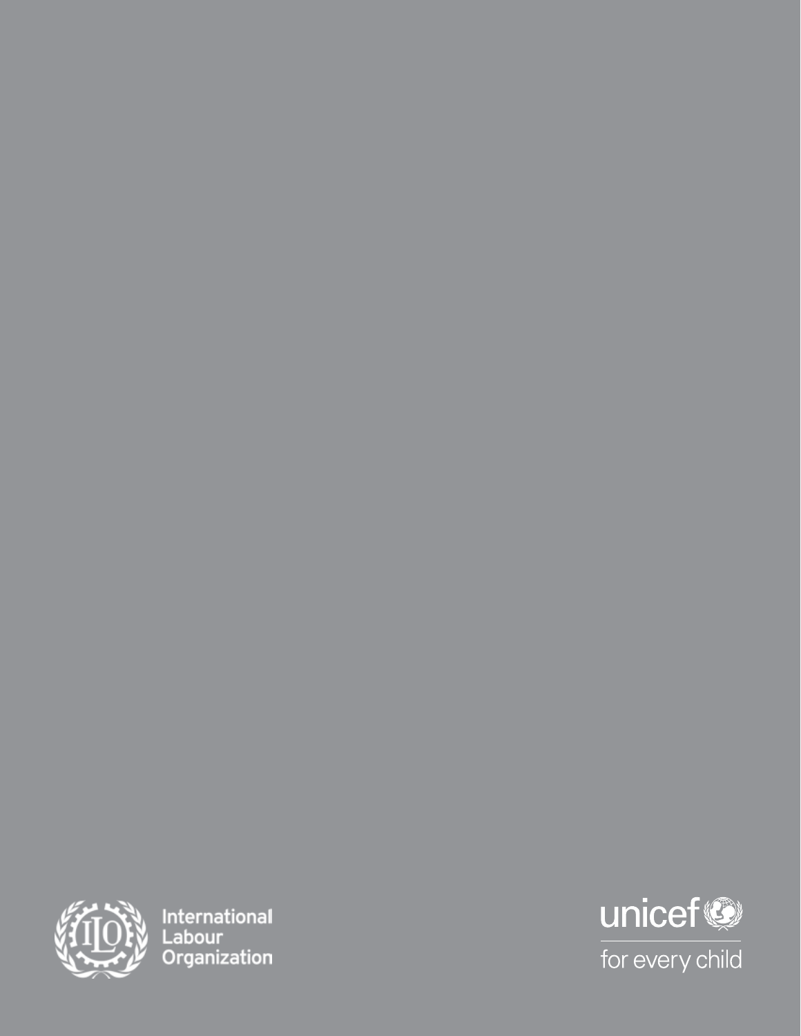International Labour Organization

unicef

for every child